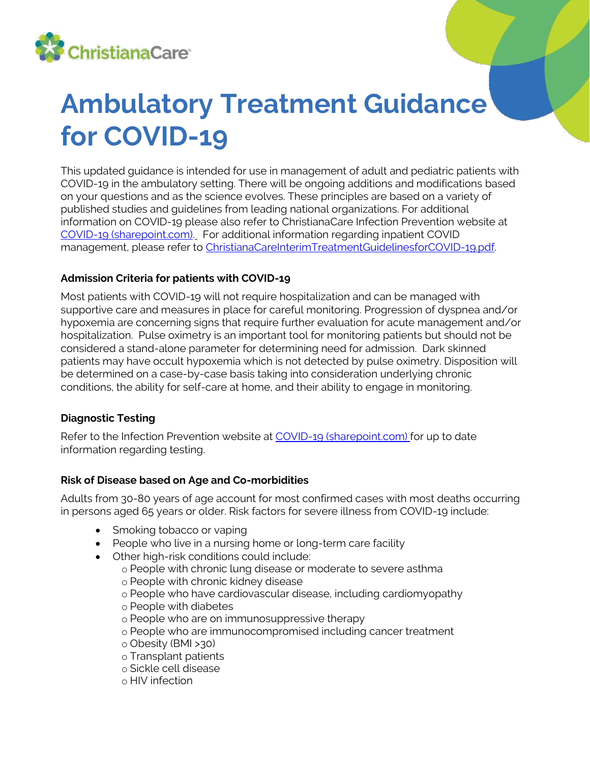# Ambulatory Treatment Guidance for COVID-19

This updated guidance is intended for use in management of adult and pediatric patients with COVID-19 in the ambulatory setting. There will be ongoing additions and modifications based on your questions and as the science evolves. These principles are based on a variety of published studies and guidelines from leading national organizations. For additional information on COVID-19 please also refer to ChristianaCare Infection Prevention website at [COVID-19 (sharepoint.com)](). For additional information regarding inpatient COVID management, please refer to [ChristianaCareInterimTreatmentGuidelinesforCOVID-19.pdf]().

### Admission Criteria for patients with COVID-19

Most patients with COVID-19 will not require hospitalization and can be managed with supportive care and measures in place for careful monitoring. Progression of dyspnea and/or hypoxemia are concerning signs that require further evaluation for acute management and/or hospitalization. Pulse oximetry is an important tool for monitoring patients but should not be considered a stand-alone parameter for determining need for admission. Dark skinned patients may have occult hypoxemia which is not detected by pulse oximetry. Disposition will be determined on a case-by-case basis taking into consideration underlying chronic conditions, the ability for self-care at home, and their ability to engage in monitoring.

### Diagnostic Testing

Refer to the Infection Prevention website at [COVID-19 (sharepoint.com)]() for up to date information regarding testing.

### Risk of Disease based on Age and Co-morbidities

Adults from 30-80 years of age account for most confirmed cases with most deaths occurring in persons aged 65 years or older. Risk factors for severe illness from COVID-19 include:

- Smoking tobacco or vaping
- People who live in a nursing home or long-term care facility
- Other high-risk conditions could include:
  - People with chronic lung disease or moderate to severe asthma
  - People with chronic kidney disease
  - People who have cardiovascular disease, including cardiomyopathy
  - People with diabetes
  - People who are on immunosuppressive therapy
  - People who are immunocompromised including cancer treatment
  - Obesity (BMI >30)
  - Transplant patients
  - Sickle cell disease
  - HIV infection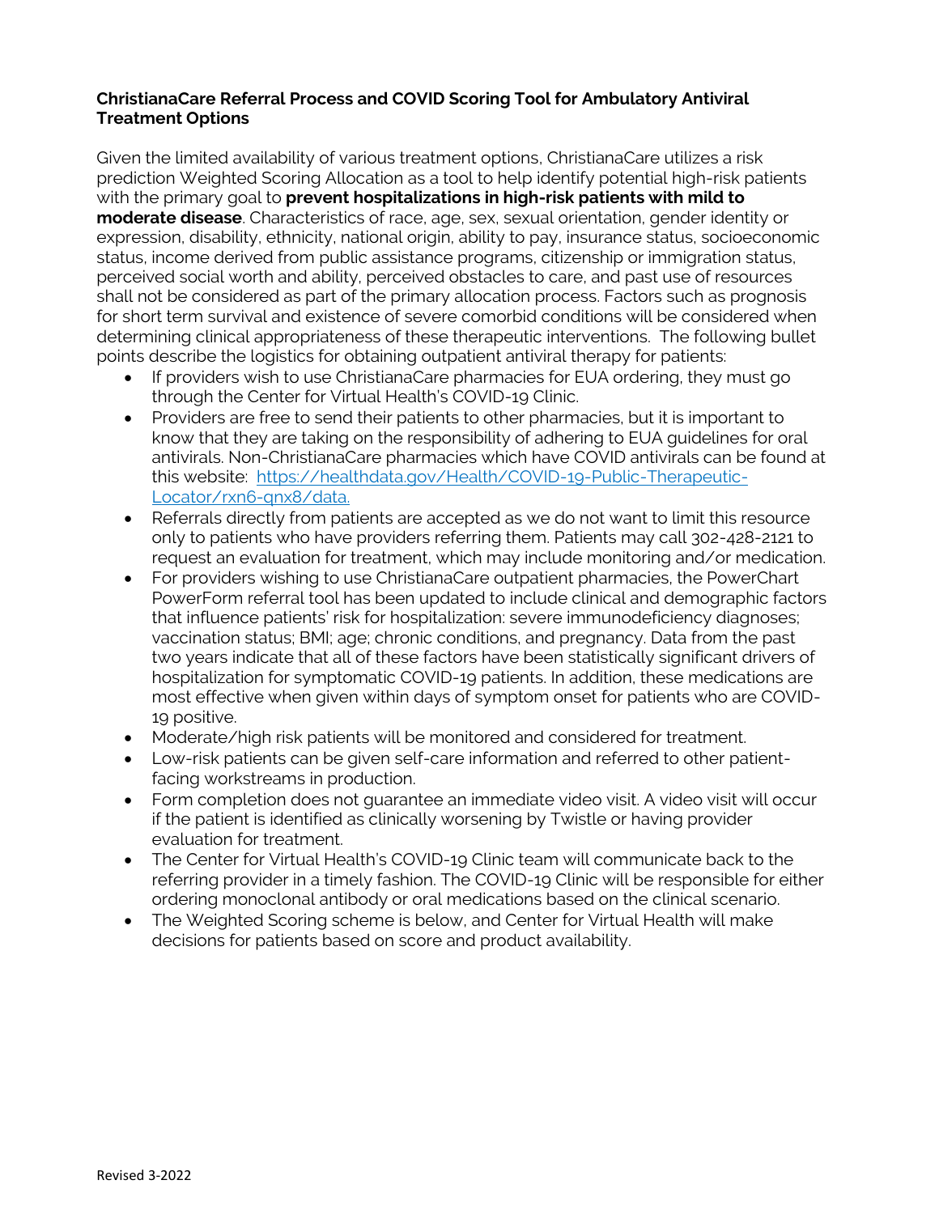**ChristianaCare Referral Process and COVID Scoring Tool for Ambulatory Antiviral Treatment Options**

Given the limited availability of various treatment options, ChristianaCare utilizes a risk prediction Weighted Scoring Allocation as a tool to help identify potential high-risk patients with the primary goal to **prevent hospitalizations in high-risk patients with mild to moderate disease**. Characteristics of race, age, sex, sexual orientation, gender identity or expression, disability, ethnicity, national origin, ability to pay, insurance status, socioeconomic status, income derived from public assistance programs, citizenship or immigration status, perceived social worth and ability, perceived obstacles to care, and past use of resources shall not be considered as part of the primary allocation process. Factors such as prognosis for short term survival and existence of severe comorbid conditions will be considered when determining clinical appropriateness of these therapeutic interventions. The following bullet points describe the logistics for obtaining outpatient antiviral therapy for patients:

- If providers wish to use ChristianaCare pharmacies for EUA ordering, they must go through the Center for Virtual Health's COVID-19 Clinic.
- Providers are free to send their patients to other pharmacies, but it is important to know that they are taking on the responsibility of adhering to EUA guidelines for oral antivirals. Non-ChristianaCare pharmacies which have COVID antivirals can be found at this website: [https://healthdata.gov/Health/COVID-19-Public-Therapeutic-Locator/rxn6-qnx8/data.](https://healthdata.gov/Health/COVID-19-Public-Therapeutic-Locator/rxn6-qnx8/data)
- Referrals directly from patients are accepted as we do not want to limit this resource only to patients who have providers referring them. Patients may call 302-428-2121 to request an evaluation for treatment, which may include monitoring and/or medication.
- For providers wishing to use ChristianaCare outpatient pharmacies, the PowerChart PowerForm referral tool has been updated to include clinical and demographic factors that influence patients' risk for hospitalization: severe immunodeficiency diagnoses; vaccination status; BMI; age; chronic conditions, and pregnancy. Data from the past two years indicate that all of these factors have been statistically significant drivers of hospitalization for symptomatic COVID-19 patients. In addition, these medications are most effective when given within days of symptom onset for patients who are COVID-19 positive.
- Moderate/high risk patients will be monitored and considered for treatment.
- Low-risk patients can be given self-care information and referred to other patient-facing workstreams in production.
- Form completion does not guarantee an immediate video visit. A video visit will occur if the patient is identified as clinically worsening by Twistle or having provider evaluation for treatment.
- The Center for Virtual Health's COVID-19 Clinic team will communicate back to the referring provider in a timely fashion. The COVID-19 Clinic will be responsible for either ordering monoclonal antibody or oral medications based on the clinical scenario.
- The Weighted Scoring scheme is below, and Center for Virtual Health will make decisions for patients based on score and product availability.

Revised 3-2022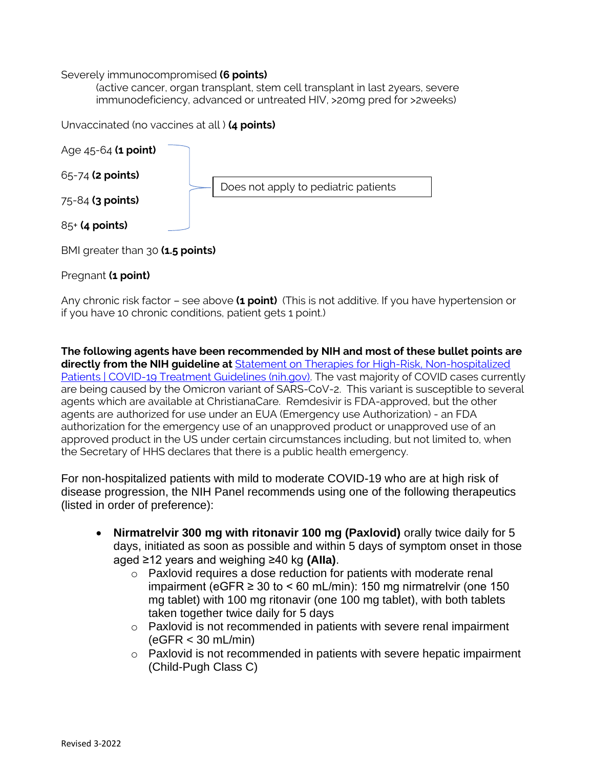Severely immunocompromised **(6 points)**

(active cancer, organ transplant, stem cell transplant in last 2years, severe immunodeficiency, advanced or untreated HIV, >20mg pred for >2weeks)

Unvaccinated (no vaccines at all ) **(4 points)**

Age 45-64 **(1 point)**

65-74 **(2 points)**

75-84 **(3 points)**

85+ **(4 points)**

Does not apply to pediatric patients

BMI greater than 30 **(1.5 points)**

Pregnant **(1 point)**

Any chronic risk factor – see above **(1 point)** (This is not additive. If you have hypertension or if you have 10 chronic conditions, patient gets 1 point.)

**The following agents have been recommended by NIH and most of these bullet points are directly from the NIH guideline at** [Statement on Therapies for High-Risk, Non-hospitalized Patients | COVID-19 Treatment Guidelines (nih.gov)](). The vast majority of COVID cases currently are being caused by the Omicron variant of SARS-CoV-2. This variant is susceptible to several agents which are available at ChristianaCare. Remdesivir is FDA-approved, but the other agents are authorized for use under an EUA (Emergency use Authorization) - an FDA authorization for the emergency use of an unapproved product or unapproved use of an approved product in the US under certain circumstances including, but not limited to, when the Secretary of HHS declares that there is a public health emergency.

For non-hospitalized patients with mild to moderate COVID-19 who are at high risk of disease progression, the NIH Panel recommends using one of the following therapeutics (listed in order of preference):

- **Nirmatrelvir 300 mg with ritonavir 100 mg (Paxlovid)** orally twice daily for 5 days, initiated as soon as possible and within 5 days of symptom onset in those aged ≥12 years and weighing ≥40 kg **(AIIa)**.
  - Paxlovid requires a dose reduction for patients with moderate renal impairment (eGFR ≥ 30 to < 60 mL/min): 150 mg nirmatrelvir (one 150 mg tablet) with 100 mg ritonavir (one 100 mg tablet), with both tablets taken together twice daily for 5 days
  - Paxlovid is not recommended in patients with severe renal impairment (eGFR < 30 mL/min)
  - Paxlovid is not recommended in patients with severe hepatic impairment (Child-Pugh Class C)

Revised 3-2022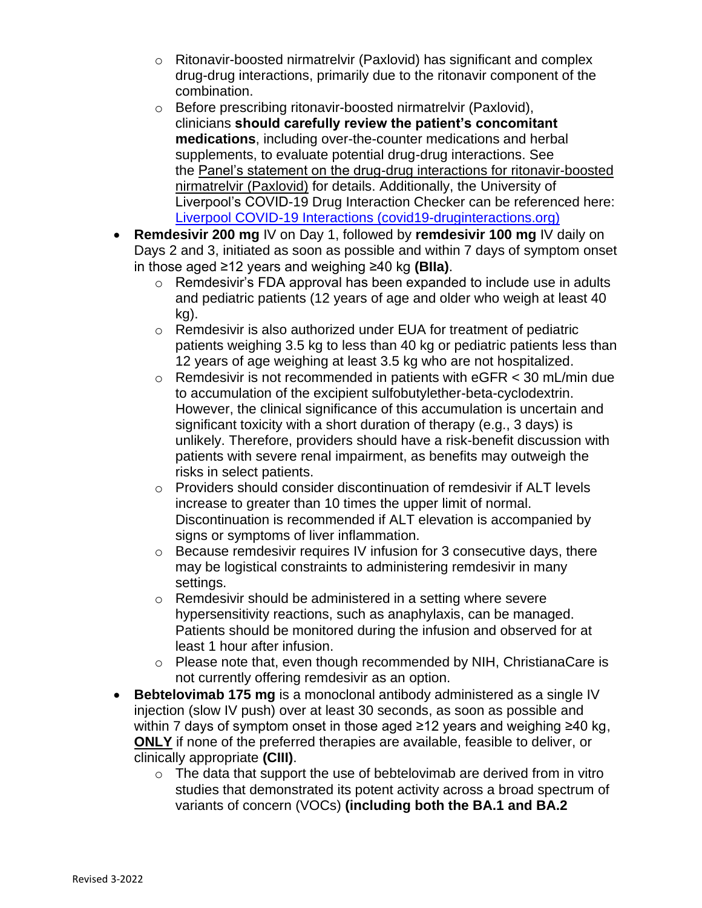- Ritonavir-boosted nirmatrelvir (Paxlovid) has significant and complex drug-drug interactions, primarily due to the ritonavir component of the combination.
   - Before prescribing ritonavir-boosted nirmatrelvir (Paxlovid), clinicians **should carefully review the patient's concomitant medications**, including over-the-counter medications and herbal supplements, to evaluate potential drug-drug interactions. See the Panel's statement on the drug-drug interactions for ritonavir-boosted nirmatrelvir (Paxlovid) for details. Additionally, the University of Liverpool's COVID-19 Drug Interaction Checker can be referenced here: Liverpool COVID-19 Interactions (covid19-druginteractions.org)
- **Remdesivir 200 mg** IV on Day 1, followed by **remdesivir 100 mg** IV daily on Days 2 and 3, initiated as soon as possible and within 7 days of symptom onset in those aged ≥12 years and weighing ≥40 kg **(BIIa)**.
   - Remdesivir's FDA approval has been expanded to include use in adults and pediatric patients (12 years of age and older who weigh at least 40 kg).
   - Remdesivir is also authorized under EUA for treatment of pediatric patients weighing 3.5 kg to less than 40 kg or pediatric patients less than 12 years of age weighing at least 3.5 kg who are not hospitalized.
   - Remdesivir is not recommended in patients with eGFR < 30 mL/min due to accumulation of the excipient sulfobutylether-beta-cyclodextrin. However, the clinical significance of this accumulation is uncertain and significant toxicity with a short duration of therapy (e.g., 3 days) is unlikely. Therefore, providers should have a risk-benefit discussion with patients with severe renal impairment, as benefits may outweigh the risks in select patients.
   - Providers should consider discontinuation of remdesivir if ALT levels increase to greater than 10 times the upper limit of normal. Discontinuation is recommended if ALT elevation is accompanied by signs or symptoms of liver inflammation.
   - Because remdesivir requires IV infusion for 3 consecutive days, there may be logistical constraints to administering remdesivir in many settings.
   - Remdesivir should be administered in a setting where severe hypersensitivity reactions, such as anaphylaxis, can be managed. Patients should be monitored during the infusion and observed for at least 1 hour after infusion.
   - Please note that, even though recommended by NIH, ChristianaCare is not currently offering remdesivir as an option.
- **Bebtelovimab 175 mg** is a monoclonal antibody administered as a single IV injection (slow IV push) over at least 30 seconds, as soon as possible and within 7 days of symptom onset in those aged ≥12 years and weighing ≥40 kg, **ONLY** if none of the preferred therapies are available, feasible to deliver, or clinically appropriate **(CIII)**.
   - The data that support the use of bebtelovimab are derived from in vitro studies that demonstrated its potent activity across a broad spectrum of variants of concern (VOCs) **(including both the BA.1 and BA.2**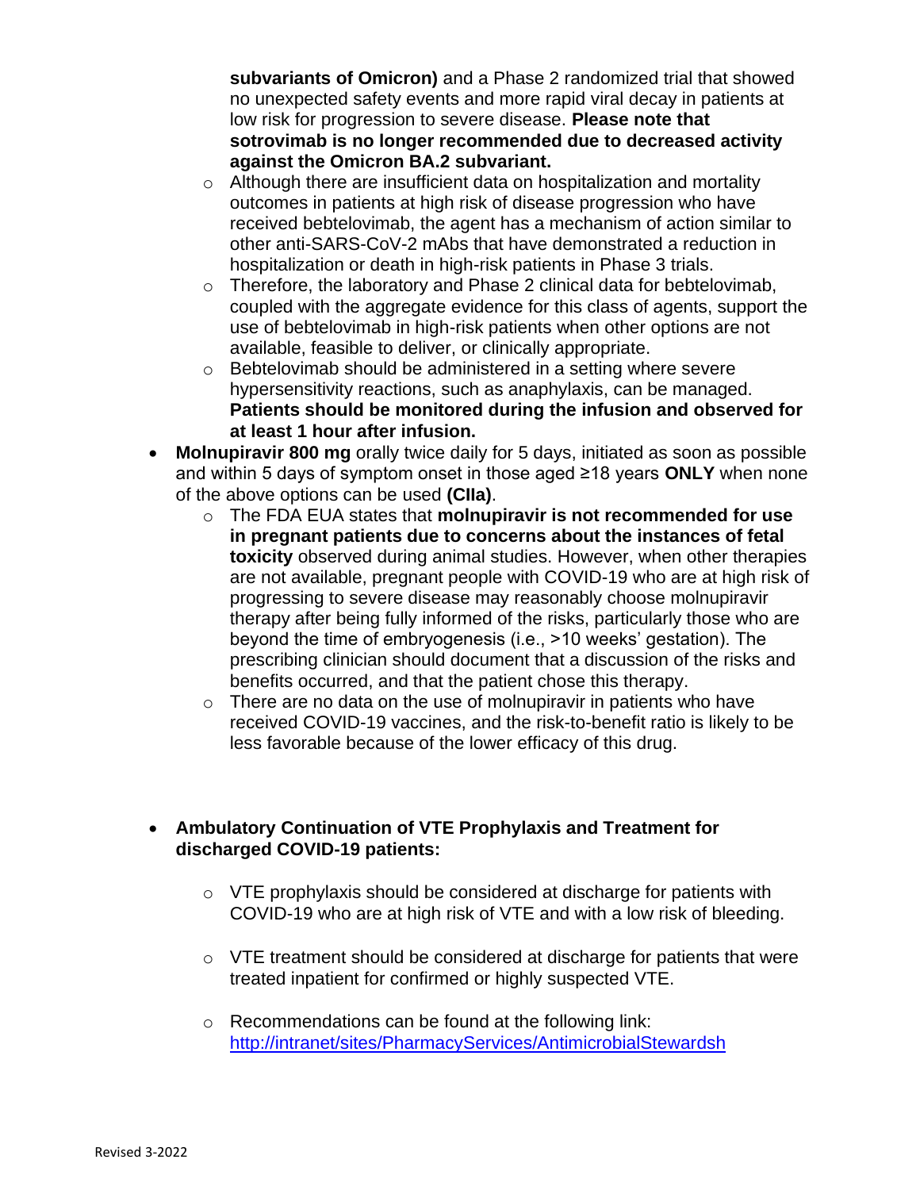**subvariants of Omicron)** and a Phase 2 randomized trial that showed no unexpected safety events and more rapid viral decay in patients at low risk for progression to severe disease. **Please note that sotrovimab is no longer recommended due to decreased activity against the Omicron BA.2 subvariant.**
    - Although there are insufficient data on hospitalization and mortality outcomes in patients at high risk of disease progression who have received bebtelovimab, the agent has a mechanism of action similar to other anti-SARS-CoV-2 mAbs that have demonstrated a reduction in hospitalization or death in high-risk patients in Phase 3 trials.
    - Therefore, the laboratory and Phase 2 clinical data for bebtelovimab, coupled with the aggregate evidence for this class of agents, support the use of bebtelovimab in high-risk patients when other options are not available, feasible to deliver, or clinically appropriate.
    - Bebtelovimab should be administered in a setting where severe hypersensitivity reactions, such as anaphylaxis, can be managed. **Patients should be monitored during the infusion and observed for at least 1 hour after infusion.**
- **Molnupiravir 800 mg** orally twice daily for 5 days, initiated as soon as possible and within 5 days of symptom onset in those aged ≥18 years **ONLY** when none of the above options can be used **(CIIa)**.
    - The FDA EUA states that **molnupiravir is not recommended for use in pregnant patients due to concerns about the instances of fetal toxicity** observed during animal studies. However, when other therapies are not available, pregnant people with COVID-19 who are at high risk of progressing to severe disease may reasonably choose molnupiravir therapy after being fully informed of the risks, particularly those who are beyond the time of embryogenesis (i.e., >10 weeks' gestation). The prescribing clinician should document that a discussion of the risks and benefits occurred, and that the patient chose this therapy.
    - There are no data on the use of molnupiravir in patients who have received COVID-19 vaccines, and the risk-to-benefit ratio is likely to be less favorable because of the lower efficacy of this drug.

- **Ambulatory Continuation of VTE Prophylaxis and Treatment for discharged COVID-19 patients:**
    - VTE prophylaxis should be considered at discharge for patients with COVID-19 who are at high risk of VTE and with a low risk of bleeding.
    - VTE treatment should be considered at discharge for patients that were treated inpatient for confirmed or highly suspected VTE.
    - Recommendations can be found at the following link: http://intranet/sites/PharmacyServices/AntimicrobialStewardsh

Revised 3-2022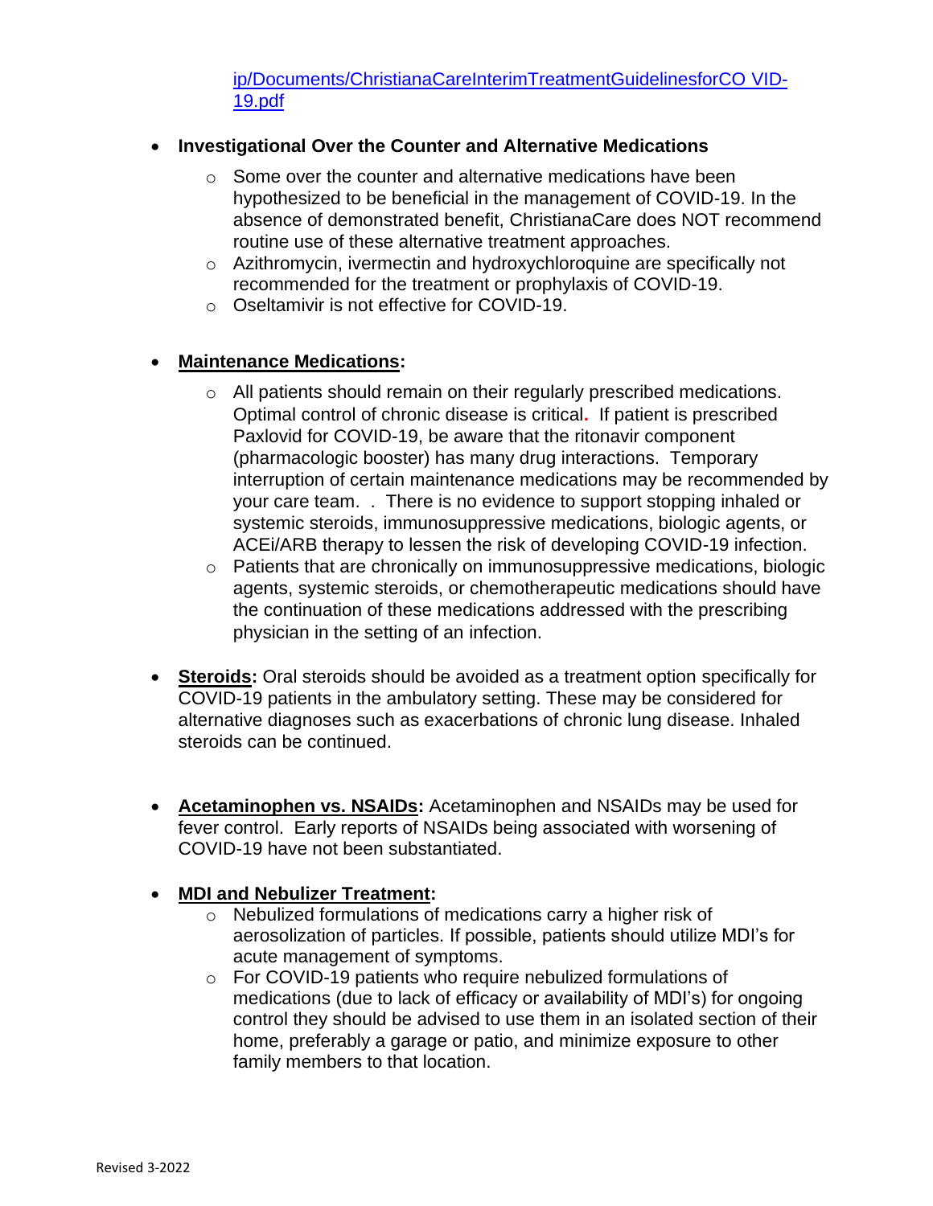ip/Documents/ChristianaCareInterimTreatmentGuidelinesforCO VID-19.pdf

- **Investigational Over the Counter and Alternative Medications**
    - Some over the counter and alternative medications have been hypothesized to be beneficial in the management of COVID-19. In the absence of demonstrated benefit, ChristianaCare does NOT recommend routine use of these alternative treatment approaches.
    - Azithromycin, ivermectin and hydroxychloroquine are specifically not recommended for the treatment or prophylaxis of COVID-19.
    - Oseltamivir is not effective for COVID-19.

- **Maintenance Medications:**
    - All patients should remain on their regularly prescribed medications. Optimal control of chronic disease is critical. If patient is prescribed Paxlovid for COVID-19, be aware that the ritonavir component (pharmacologic booster) has many drug interactions. Temporary interruption of certain maintenance medications may be recommended by your care team. . There is no evidence to support stopping inhaled or systemic steroids, immunosuppressive medications, biologic agents, or ACEi/ARB therapy to lessen the risk of developing COVID-19 infection.
    - Patients that are chronically on immunosuppressive medications, biologic agents, systemic steroids, or chemotherapeutic medications should have the continuation of these medications addressed with the prescribing physician in the setting of an infection.

- **Steroids:** Oral steroids should be avoided as a treatment option specifically for COVID-19 patients in the ambulatory setting. These may be considered for alternative diagnoses such as exacerbations of chronic lung disease. Inhaled steroids can be continued.

- **Acetaminophen vs. NSAIDs:** Acetaminophen and NSAIDs may be used for fever control. Early reports of NSAIDs being associated with worsening of COVID-19 have not been substantiated.

- **MDI and Nebulizer Treatment:**
    - Nebulized formulations of medications carry a higher risk of aerosolization of particles. If possible, patients should utilize MDI's for acute management of symptoms.
    - For COVID-19 patients who require nebulized formulations of medications (due to lack of efficacy or availability of MDI's) for ongoing control they should be advised to use them in an isolated section of their home, preferably a garage or patio, and minimize exposure to other family members to that location.

Revised 3-2022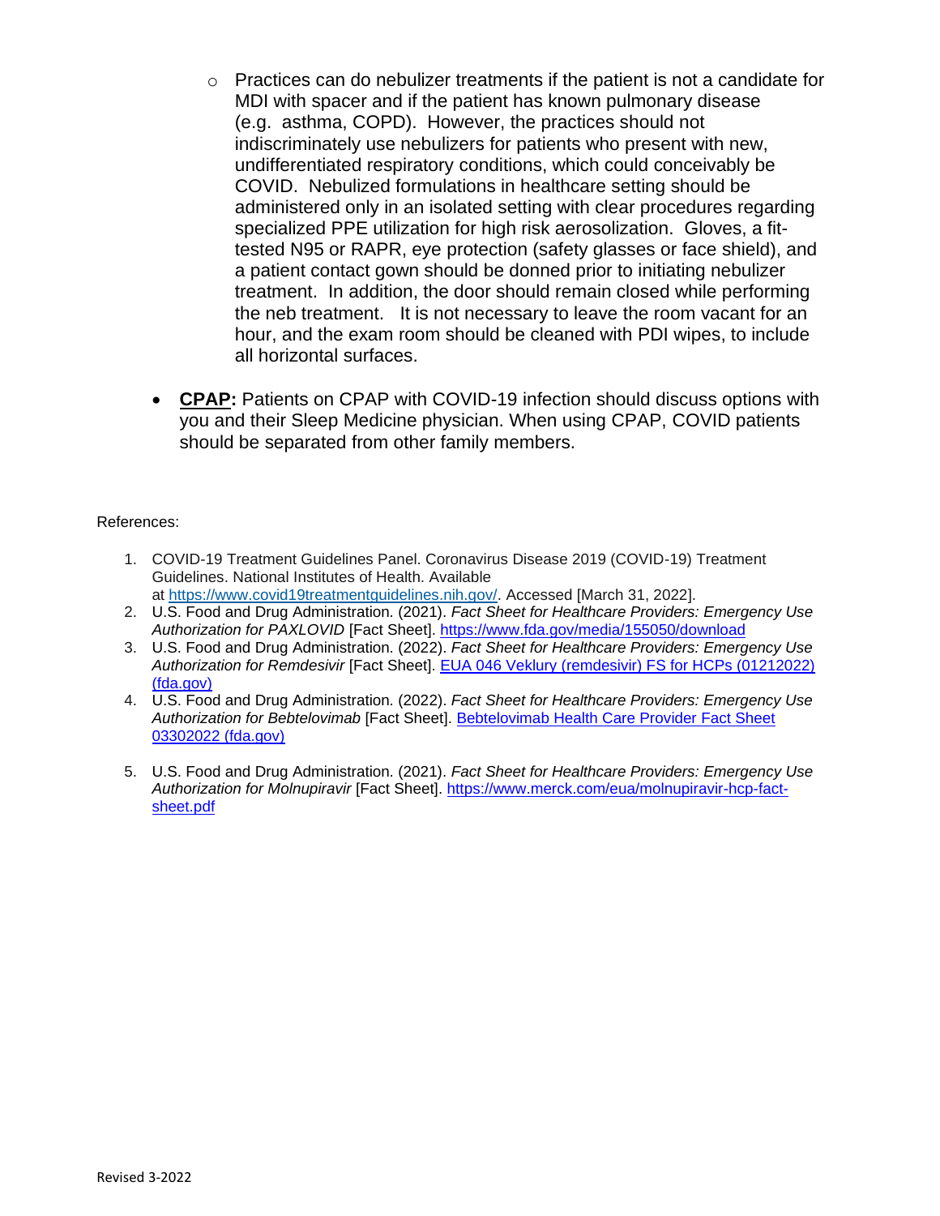- Practices can do nebulizer treatments if the patient is not a candidate for MDI with spacer and if the patient has known pulmonary disease (e.g. asthma, COPD). However, the practices should not indiscriminately use nebulizers for patients who present with new, undifferentiated respiratory conditions, which could conceivably be COVID. Nebulized formulations in healthcare setting should be administered only in an isolated setting with clear procedures regarding specialized PPE utilization for high risk aerosolization. Gloves, a fit-tested N95 or RAPR, eye protection (safety glasses or face shield), and a patient contact gown should be donned prior to initiating nebulizer treatment. In addition, the door should remain closed while performing the neb treatment. It is not necessary to leave the room vacant for an hour, and the exam room should be cleaned with PDI wipes, to include all horizontal surfaces.

- **CPAP:** Patients on CPAP with COVID-19 infection should discuss options with you and their Sleep Medicine physician. When using CPAP, COVID patients should be separated from other family members.

References:

1. COVID-19 Treatment Guidelines Panel. Coronavirus Disease 2019 (COVID-19) Treatment Guidelines. National Institutes of Health. Available at https://www.covid19treatmentguidelines.nih.gov/. Accessed [March 31, 2022].
2. U.S. Food and Drug Administration. (2021). *Fact Sheet for Healthcare Providers: Emergency Use Authorization for PAXLOVID* [Fact Sheet]. https://www.fda.gov/media/155050/download
3. U.S. Food and Drug Administration. (2022). *Fact Sheet for Healthcare Providers: Emergency Use Authorization for Remdesivir* [Fact Sheet]. EUA 046 Veklury (remdesivir) FS for HCPs (01212022) (fda.gov)
4. U.S. Food and Drug Administration. (2022). *Fact Sheet for Healthcare Providers: Emergency Use Authorization for Bebtelovimab* [Fact Sheet]. Bebtelovimab Health Care Provider Fact Sheet 03302022 (fda.gov)
5. U.S. Food and Drug Administration. (2021). *Fact Sheet for Healthcare Providers: Emergency Use Authorization for Molnupiravir* [Fact Sheet]. https://www.merck.com/eua/molnupiravir-hcp-fact-sheet.pdf

Revised 3-2022